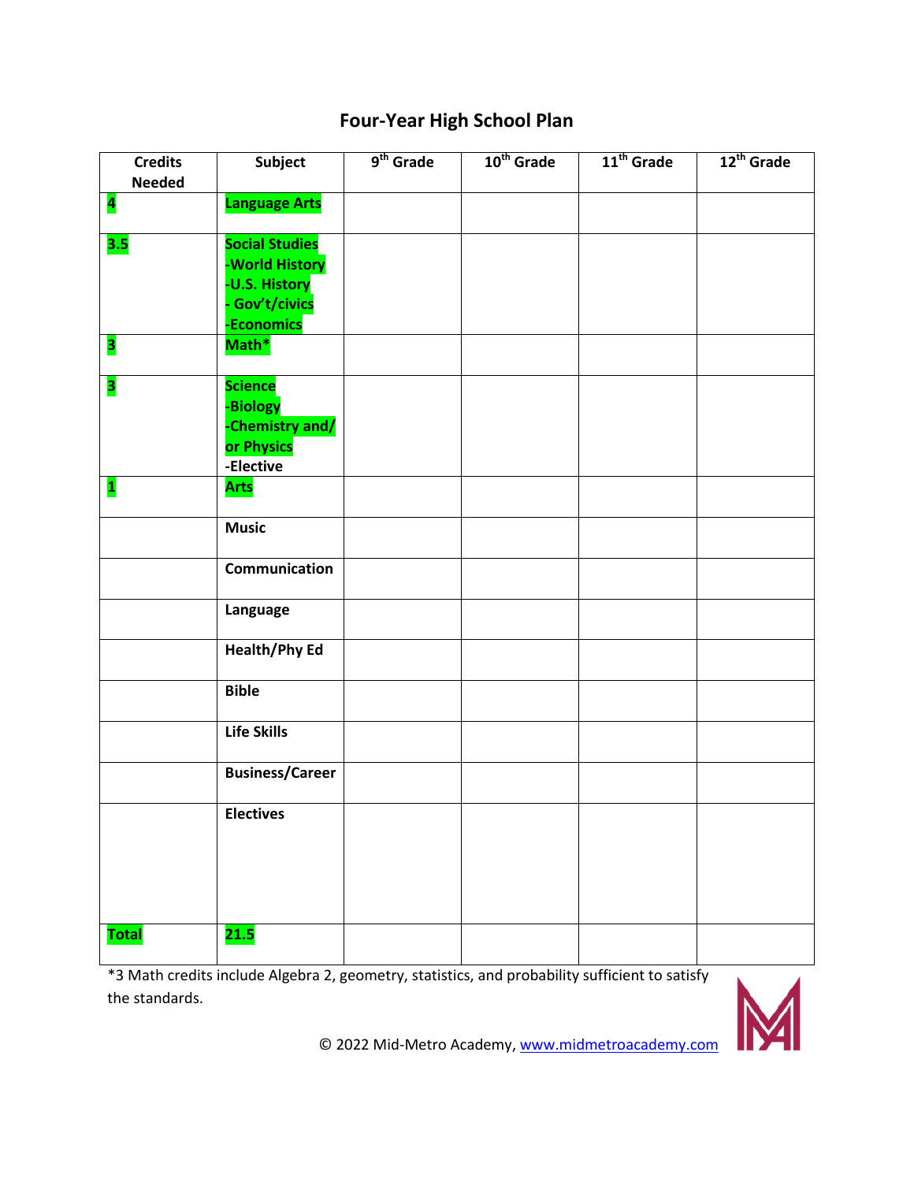# Four-Year High School Plan

| Credits Needed | Subject | 9th Grade | 10th Grade | 11th Grade | 12th Grade |
|---|---|---|---|---|---|
| 4 | Language Arts | | | | |
| 3.5 | Social Studies<br>-World History<br>-U.S. History<br>- Gov't/civics<br>-Economics | | | | |
| 3 | Math* | | | | |
| 3 | Science<br>-Biology<br>-Chemistry and/ or Physics<br>-Elective | | | | |
| 1 | Arts | | | | |
| | Music | | | | |
| | Communication | | | | |
| | Language | | | | |
| | Health/Phy Ed | | | | |
| | Bible | | | | |
| | Life Skills | | | | |
| | Business/Career | | | | |
| | Electives | | | | |
| Total | 21.5 | | | | |

*3 Math credits include Algebra 2, geometry, statistics, and probability sufficient to satisfy the standards.

© 2022 Mid-Metro Academy, www.midmetroacademy.com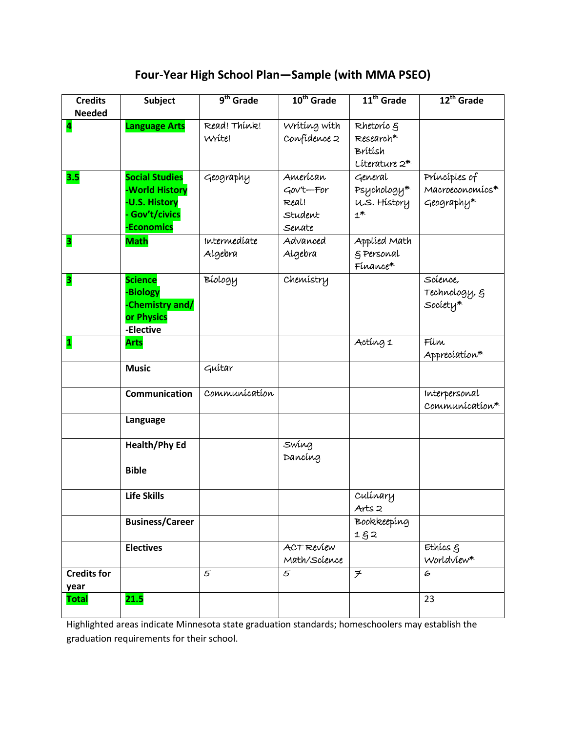# Four-Year High School Plan—Sample (with MMA PSEO)

| Credits Needed | Subject | 9th Grade | 10th Grade | 11th Grade | 12th Grade |
|---|---|---|---|---|---|
| **4** | **Language Arts** | Read! Think! Write! | Writing with Confidence 2 | Rhetoric & Research* British Literature 2* | |
| **3.5** | **Social Studies** -World History -U.S. History - Gov't/civics -Economics | Geography | American Gov't—For Real! Student Senate | General Psychology* U.S. History 1* | Principles of Macroeconomics* Geography* |
| **3** | **Math** | Intermediate Algebra | Advanced Algebra | Applied Math & Personal Finance* | |
| **3** | **Science** -Biology -Chemistry and/ or Physics -Elective | Biology | Chemistry | | Science, Technology, & Society* |
| **1** | **Arts** | | | Acting 1 | Film Appreciation* |
| | **Music** | Guitar | | | |
| | **Communication** | Communication | | | Interpersonal Communication* |
| | **Language** | | | | |
| | **Health/Phy Ed** | | Swing Dancing | | |
| | **Bible** | | | | |
| | **Life Skills** | | | Culinary Arts 2 | |
| | **Business/Career** | | | Bookkeeping 1 & 2 | |
| | **Electives** | | ACT Review Math/Science | | Ethics & Worldview* |
| **Credits for year** | | 5 | 5 | 7 | 6 |
| **Total** | **21.5** | | | | 23 |

Highlighted areas indicate Minnesota state graduation standards; homeschoolers may establish the graduation requirements for their school.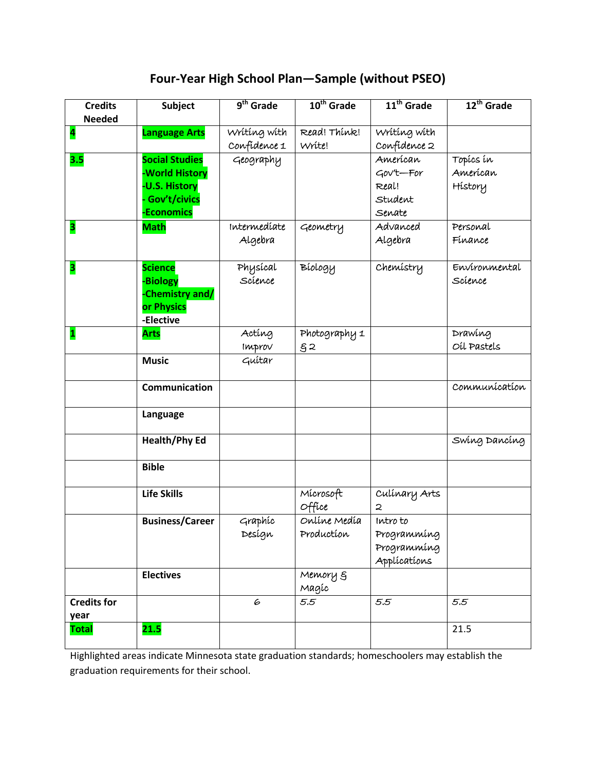# Four-Year High School Plan—Sample (without PSEO)

| Credits Needed | Subject | 9th Grade | 10th Grade | 11th Grade | 12th Grade |
|---|---|---|---|---|---|
| **4** | **Language Arts** | Writing with Confidence 1 | Read! Think! Write! | Writing with Confidence 2 | |
| **3.5** | **Social Studies** **-World History** **-U.S. History** **- Gov't/civics** **-Economics** | Geography | | American Gov't—For Real! Student Senate | Topics in American History |
| **3** | **Math** | Intermediate Algebra | Geometry | Advanced Algebra | Personal Finance |
| **3** | **Science** **-Biology** **-Chemistry and/ or Physics** **-Elective** | Physical Science | Biology | Chemistry | Environmental Science |
| **1** | **Arts** | Acting Improv | Photography 1 & 2 | | Drawing Oil Pastels |
| | **Music** | Guitar | | | |
| | **Communication** | | | | Communication |
| | **Language** | | | | |
| | **Health/Phy Ed** | | | | Swing Dancing |
| | **Bible** | | | | |
| | **Life Skills** | | Microsoft Office | Culinary Arts 2 | |
| | **Business/Career** | Graphic Design | Online Media Production | Intro to Programming Programming Applications | |
| | **Electives** | | Memory & Magic | | |
| **Credits for year** | | 6 | 5.5 | 5.5 | 5.5 |
| **Total** | **21.5** | | | | 21.5 |

Highlighted areas indicate Minnesota state graduation standards; homeschoolers may establish the graduation requirements for their school.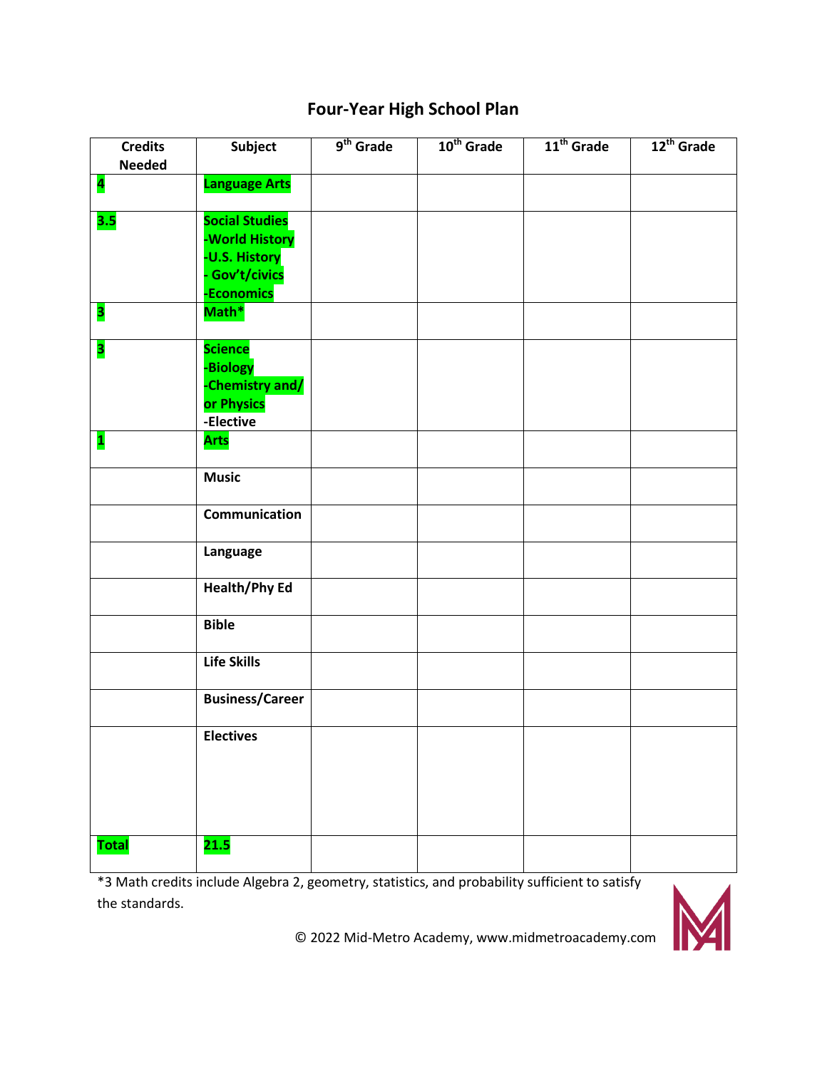# Four-Year High School Plan

| Credits Needed | Subject | 9th Grade | 10th Grade | 11th Grade | 12th Grade |
|---|---|---|---|---|---|
| 4 | Language Arts | | | | |
| 3.5 | Social Studies<br>-World History<br>-U.S. History<br>- Gov't/civics<br>-Economics | | | | |
| 3 | Math* | | | | |
| 3 | Science<br>-Biology<br>-Chemistry and/ or Physics<br>-Elective | | | | |
| 1 | Arts | | | | |
| | Music | | | | |
| | Communication | | | | |
| | Language | | | | |
| | Health/Phy Ed | | | | |
| | Bible | | | | |
| | Life Skills | | | | |
| | Business/Career | | | | |
| | Electives | | | | |
| Total | 21.5 | | | | |

*3 Math credits include Algebra 2, geometry, statistics, and probability sufficient to satisfy the standards.

© 2022 Mid-Metro Academy, www.midmetroacademy.com